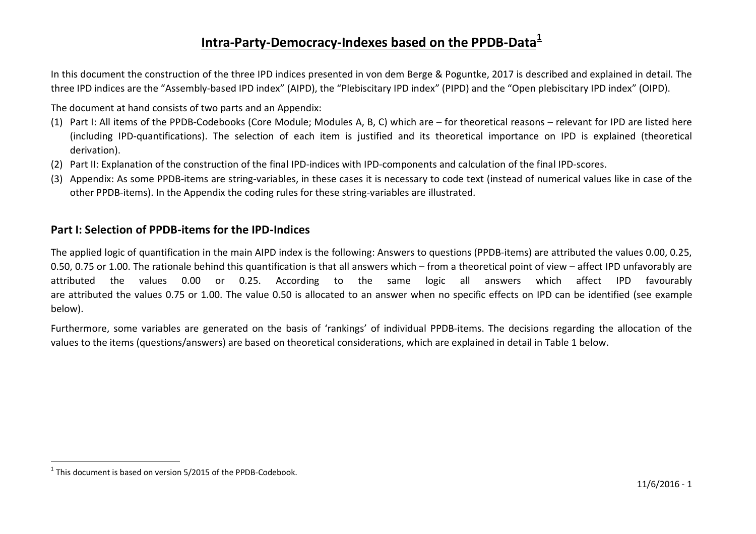# Intra-Party-Democracy-Indexes based on the PPDB-Data[1]

In this document the construction of the three IPD indices presented in von dem Berge & Poguntke, 2017 is described and explained in detail. The three IPD indices are the "Assembly-based IPD index" (AIPD), the "Plebiscitary IPD index" (PIPD) and the "Open plebiscitary IPD index" (OIPD).

The document at hand consists of two parts and an Appendix:

(1) Part I: All items of the PPDB-Codebooks (Core Module; Modules A, B, C) which are – for theoretical reasons – relevant for IPD are listed here (including IPD-quantifications). The selection of each item is justified and its theoretical importance on IPD is explained (theoretical derivation).
(2) Part II: Explanation of the construction of the final IPD-indices with IPD-components and calculation of the final IPD-scores.
(3) Appendix: As some PPDB-items are string-variables, in these cases it is necessary to code text (instead of numerical values like in case of the other PPDB-items). In the Appendix the coding rules for these string-variables are illustrated.

## Part I: Selection of PPDB-items for the IPD-Indices

The applied logic of quantification in the main AIPD index is the following: Answers to questions (PPDB-items) are attributed the values 0.00, 0.25, 0.50, 0.75 or 1.00. The rationale behind this quantification is that all answers which – from a theoretical point of view – affect IPD unfavorably are attributed the values 0.00 or 0.25. According to the same logic all answers which affect IPD favourably are attributed the values 0.75 or 1.00. The value 0.50 is allocated to an answer when no specific effects on IPD can be identified (see example below).

Furthermore, some variables are generated on the basis of 'rankings' of individual PPDB-items. The decisions regarding the allocation of the values to the items (questions/answers) are based on theoretical considerations, which are explained in detail in Table 1 below.

[1] This document is based on version 5/2015 of the PPDB-Codebook.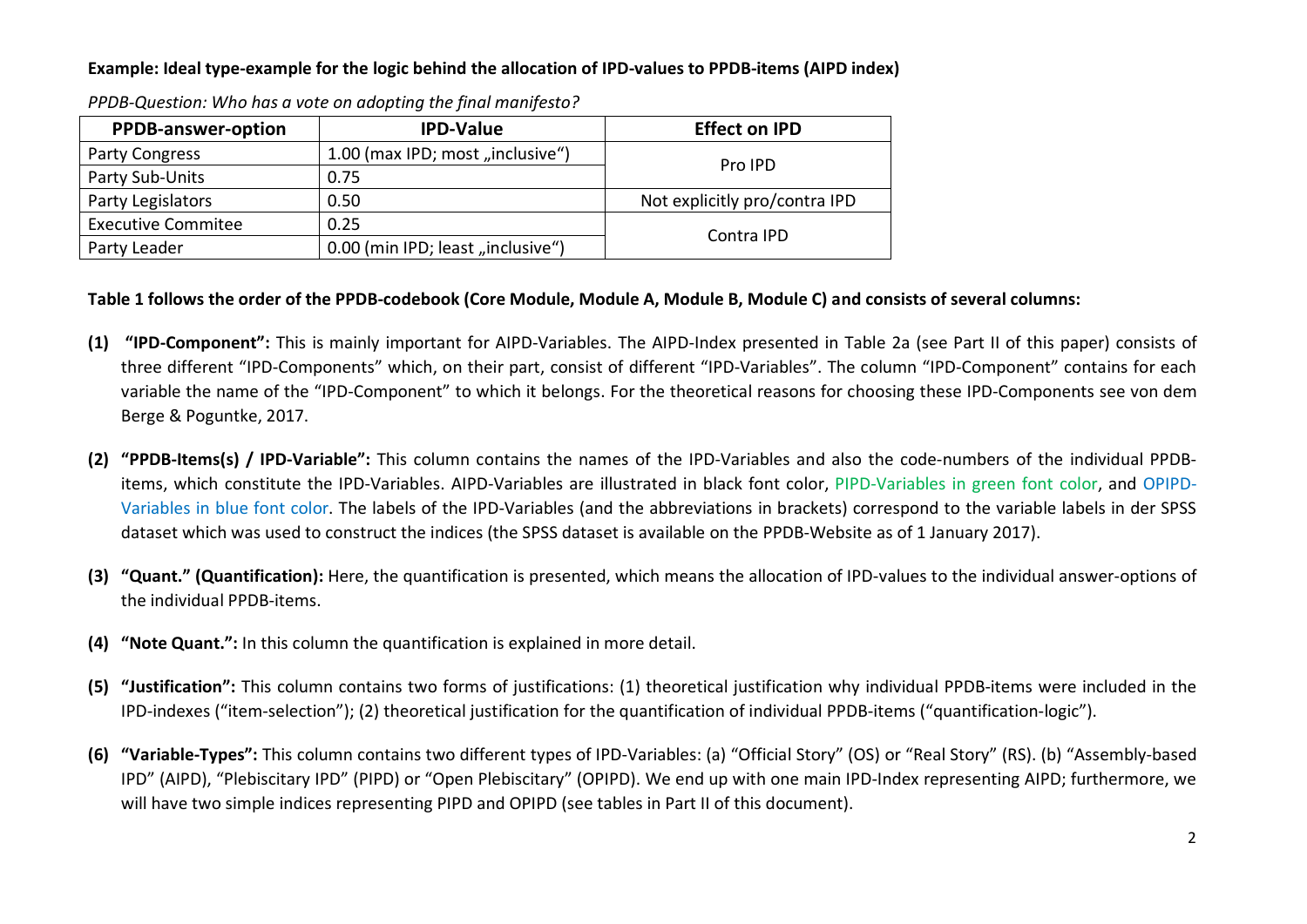**Example: Ideal type-example for the logic behind the allocation of IPD-values to PPDB-items (AIPD index)**

*PPDB-Question: Who has a vote on adopting the final manifesto?*

| PPDB-answer-option | IPD-Value | Effect on IPD |
|---|---|---|
| Party Congress | 1.00 (max IPD; most „inclusive“) | Pro IPD |
| Party Sub-Units | 0.75 | |
| Party Legislators | 0.50 | Not explicitly pro/contra IPD |
| Executive Commitee | 0.25 | Contra IPD |
| Party Leader | 0.00 (min IPD; least „inclusive“) | |

**Table 1 follows the order of the PPDB-codebook (Core Module, Module A, Module B, Module C) and consists of several columns:**

**(1) "IPD-Component":** This is mainly important for AIPD-Variables. The AIPD-Index presented in Table 2a (see Part II of this paper) consists of three different "IPD-Components" which, on their part, consist of different "IPD-Variables". The column "IPD-Component" contains for each variable the name of the "IPD-Component" to which it belongs. For the theoretical reasons for choosing these IPD-Components see von dem Berge & Poguntke, 2017.

**(2) "PPDB-Items(s) / IPD-Variable":** This column contains the names of the IPD-Variables and also the code-numbers of the individual PPDB-items, which constitute the IPD-Variables. AIPD-Variables are illustrated in black font color, PIPD-Variables in green font color, and OPIPD-Variables in blue font color. The labels of the IPD-Variables (and the abbreviations in brackets) correspond to the variable labels in der SPSS dataset which was used to construct the indices (the SPSS dataset is available on the PPDB-Website as of 1 January 2017).

**(3) "Quant." (Quantification):** Here, the quantification is presented, which means the allocation of IPD-values to the individual answer-options of the individual PPDB-items.

**(4) "Note Quant.":** In this column the quantification is explained in more detail.

**(5) "Justification":** This column contains two forms of justifications: (1) theoretical justification why individual PPDB-items were included in the IPD-indexes ("item-selection"); (2) theoretical justification for the quantification of individual PPDB-items ("quantification-logic").

**(6) "Variable-Types":** This column contains two different types of IPD-Variables: (a) "Official Story" (OS) or "Real Story" (RS). (b) "Assembly-based IPD" (AIPD), "Plebiscitary IPD" (PIPD) or "Open Plebiscitary" (OPIPD). We end up with one main IPD-Index representing AIPD; furthermore, we will have two simple indices representing PIPD and OPIPD (see tables in Part II of this document).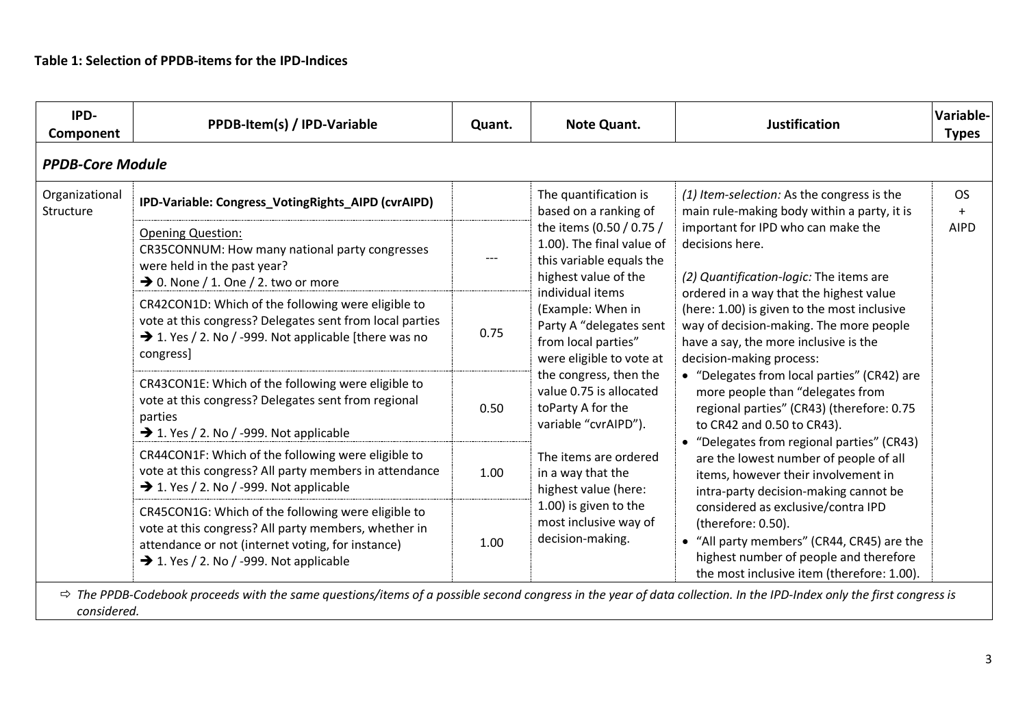**Table 1: Selection of PPDB-items for the IPD-Indices**

| IPD-Component | PPDB-Item(s) / IPD-Variable | Quant. | Note Quant. | Justification | Variable-Types |
|---|---|---|---|---|---|
| ***PPDB-Core Module*** | | | | | |
| Organizational Structure | **IPD-Variable: Congress_VotingRights_AIPD (cvrAIPD)** | | The quantification is based on a ranking of the items (0.50 / 0.75 / 1.00). The final value of this variable equals the highest value of the individual items (Example: When in Party A "delegates sent from local parties" were eligible to vote at the congress, then the value 0.75 is allocated toParty A for the variable "cvrAIPD").<br><br>The items are ordered in a way that the highest value (here: 1.00) is given to the most inclusive way of decision-making. | *(1) Item-selection:* As the congress is the main rule-making body within a party, it is important for IPD who can make the decisions here.<br><br>*(2) Quantification-logic:* The items are ordered in a way that the highest value (here: 1.00) is given to the most inclusive way of decision-making. The more people have a say, the more inclusive is the decision-making process:<br>• "Delegates from local parties" (CR42) are more people than "delegates from regional parties" (CR43) (therefore: 0.75 to CR42 and 0.50 to CR43).<br>• "Delegates from regional parties" (CR43) are the lowest number of people of all items, however their involvement in intra-party decision-making cannot be considered as exclusive/contra IPD (therefore: 0.50).<br>• "All party members" (CR44, CR45) are the highest number of people and therefore the most inclusive item (therefore: 1.00). | OS + AIPD |
| | <u>Opening Question:</u><br>CR35CONNUM: How many national party congresses were held in the past year?<br>→ 0. None / 1. One / 2. two or more | --- | | | |
| | CR42CON1D: Which of the following were eligible to vote at this congress? Delegates sent from local parties<br>→ 1. Yes / 2. No / -999. Not applicable [there was no congress] | 0.75 | | | |
| | CR43CON1E: Which of the following were eligible to vote at this congress? Delegates sent from regional parties<br>→ 1. Yes / 2. No / -999. Not applicable | 0.50 | | | |
| | CR44CON1F: Which of the following were eligible to vote at this congress? All party members in attendance<br>→ 1. Yes / 2. No / -999. Not applicable | 1.00 | | | |
| | CR45CON1G: Which of the following were eligible to vote at this congress? All party members, whether in attendance or not (internet voting, for instance)<br>→ 1. Yes / 2. No / -999. Not applicable | 1.00 | | | |

⇨ *The PPDB-Codebook proceeds with the same questions/items of a possible second congress in the year of data collection. In the IPD-Index only the first congress is considered.*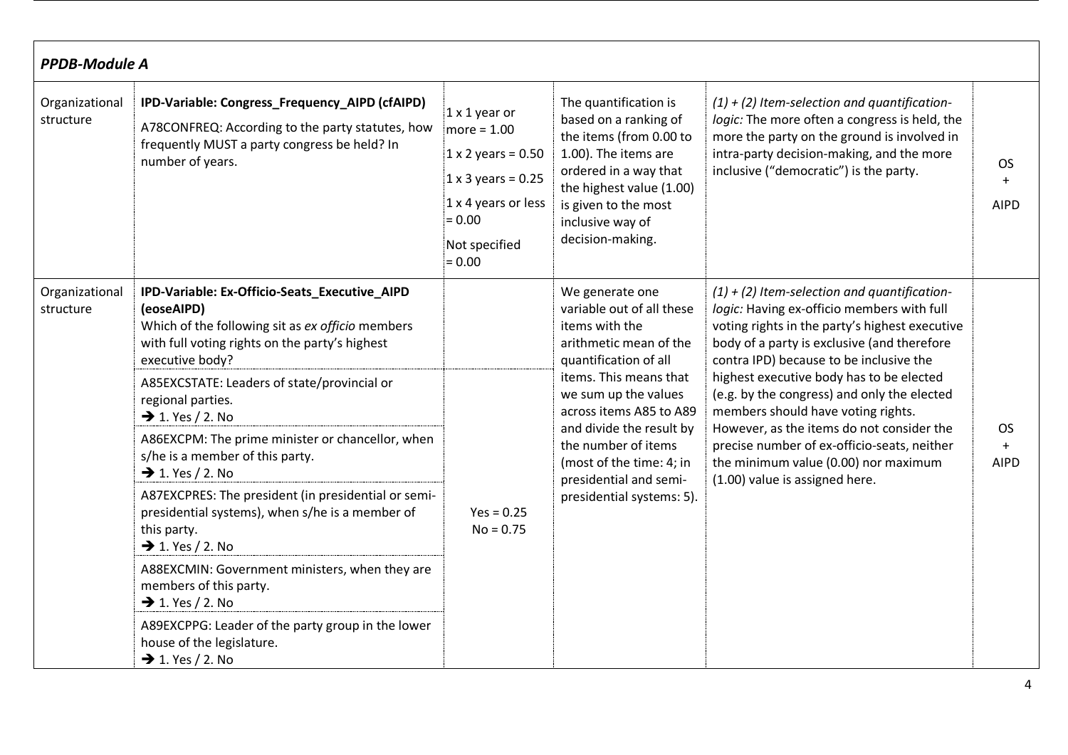| *PPDB-Module A* | | | | | |
|---|---|---|---|---|---|
| Organizational structure | **IPD-Variable: Congress_Frequency_AIPD (cfAIPD)**<br>A78CONFREQ: According to the party statutes, how frequently MUST a party congress be held? In number of years. | 1 x 1 year or more = 1.00<br>1 x 2 years = 0.50<br>1 x 3 years = 0.25<br>1 x 4 years or less = 0.00<br>Not specified = 0.00 | The quantification is based on a ranking of the items (from 0.00 to 1.00). The items are ordered in a way that the highest value (1.00) is given to the most inclusive way of decision-making. | *(1) + (2) Item-selection and quantification-logic:* The more often a congress is held, the more the party on the ground is involved in intra-party decision-making, and the more inclusive ("democratic") is the party. | OS<br>+<br>AIPD |
| Organizational structure | **IPD-Variable: Ex-Officio-Seats_Executive_AIPD (eoseAIPD)**<br>Which of the following sit as *ex officio* members with full voting rights on the party's highest executive body?<br><br>A85EXCSTATE: Leaders of state/provincial or regional parties.<br>➔ 1. Yes / 2. No<br><br>A86EXCPM: The prime minister or chancellor, when s/he is a member of this party.<br>➔ 1. Yes / 2. No<br><br>A87EXCPRES: The president (in presidential or semi-presidential systems), when s/he is a member of this party.<br>➔ 1. Yes / 2. No<br><br>A88EXCMIN: Government ministers, when they are members of this party.<br>➔ 1. Yes / 2. No<br><br>A89EXCPPG: Leader of the party group in the lower house of the legislature.<br>➔ 1. Yes / 2. No | Yes = 0.25<br>No = 0.75 | We generate one variable out of all these items with the arithmetic mean of the quantification of all items. This means that we sum up the values across items A85 to A89 and divide the result by the number of items (most of the time: 4; in presidential and semi-presidential systems: 5). | *(1) + (2) Item-selection and quantification-logic:* Having ex-officio members with full voting rights in the party's highest executive body of a party is exclusive (and therefore contra IPD) because to be inclusive the highest executive body has to be elected (e.g. by the congress) and only the elected members should have voting rights. However, as the items do not consider the precise number of ex-officio-seats, neither the minimum value (0.00) nor maximum (1.00) value is assigned here. | OS<br>+<br>AIPD |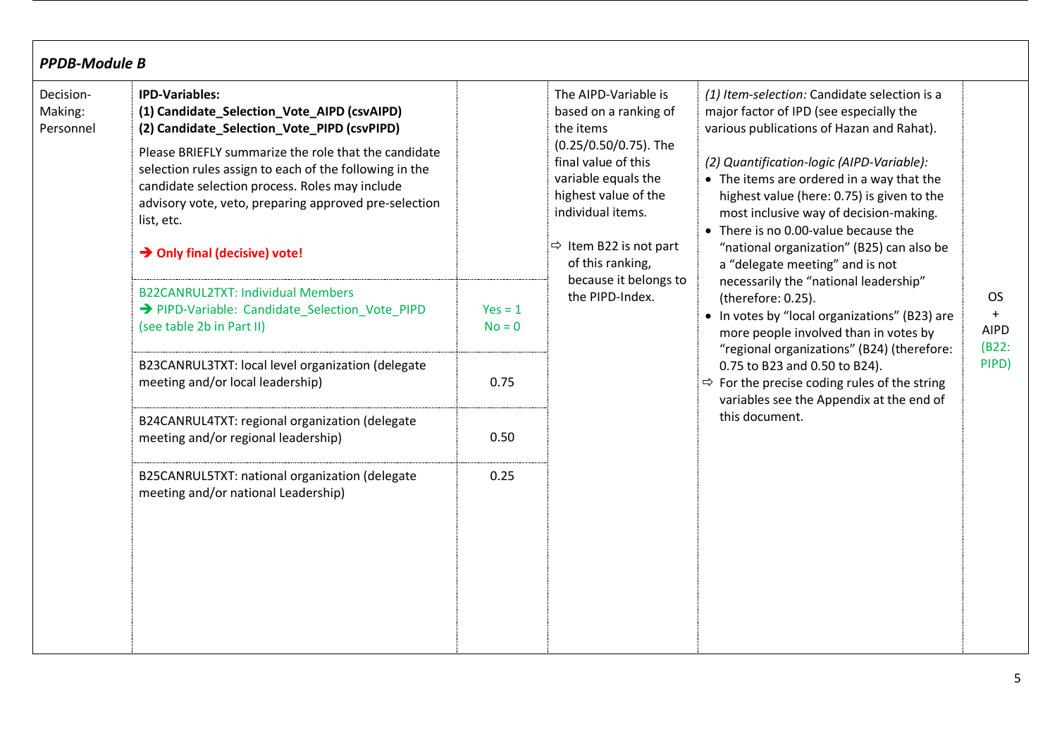| PPDB-Module B | | | | | |
|---|---|---|---|---|---|
| Decision-Making: Personnel | **IPD-Variables:** **(1) Candidate_Selection_Vote_AIPD (csvAIPD)** **(2) Candidate_Selection_Vote_PIPD (csvPIPD)** Please BRIEFLY summarize the role that the candidate selection rules assign to each of the following in the candidate selection process. Roles may include advisory vote, veto, preparing approved pre-selection list, etc. **➔ Only final (decisive) vote!** | | The AIPD-Variable is based on a ranking of the items (0.25/0.50/0.75). The final value of this variable equals the highest value of the individual items. ⇨ Item B22 is not part of this ranking, because it belongs to the PIPD-Index. | *(1) Item-selection:* Candidate selection is a major factor of IPD (see especially the various publications of Hazan and Rahat). *(2) Quantification-logic (AIPD-Variable):* • The items are ordered in a way that the highest value (here: 0.75) is given to the most inclusive way of decision-making. • There is no 0.00-value because the "national organization" (B25) can also be a "delegate meeting" and is not necessarily the "national leadership" (therefore: 0.25). • In votes by "local organizations" (B23) are more people involved than in votes by "regional organizations" (B24) (therefore: 0.75 to B23 and 0.50 to B24). ⇨ For the precise coding rules of the string variables see the Appendix at the end of this document. | OS + AIPD (B22: PIPD) |
| | B22CANRUL2TXT: Individual Members ➔ PIPD-Variable: Candidate_Selection_Vote_PIPD (see table 2b in Part II) | Yes = 1 No = 0 | | | |
| | B23CANRUL3TXT: local level organization (delegate meeting and/or local leadership) | 0.75 | | | |
| | B24CANRUL4TXT: regional organization (delegate meeting and/or regional leadership) | 0.50 | | | |
| | B25CANRUL5TXT: national organization (delegate meeting and/or national Leadership) | 0.25 | | | |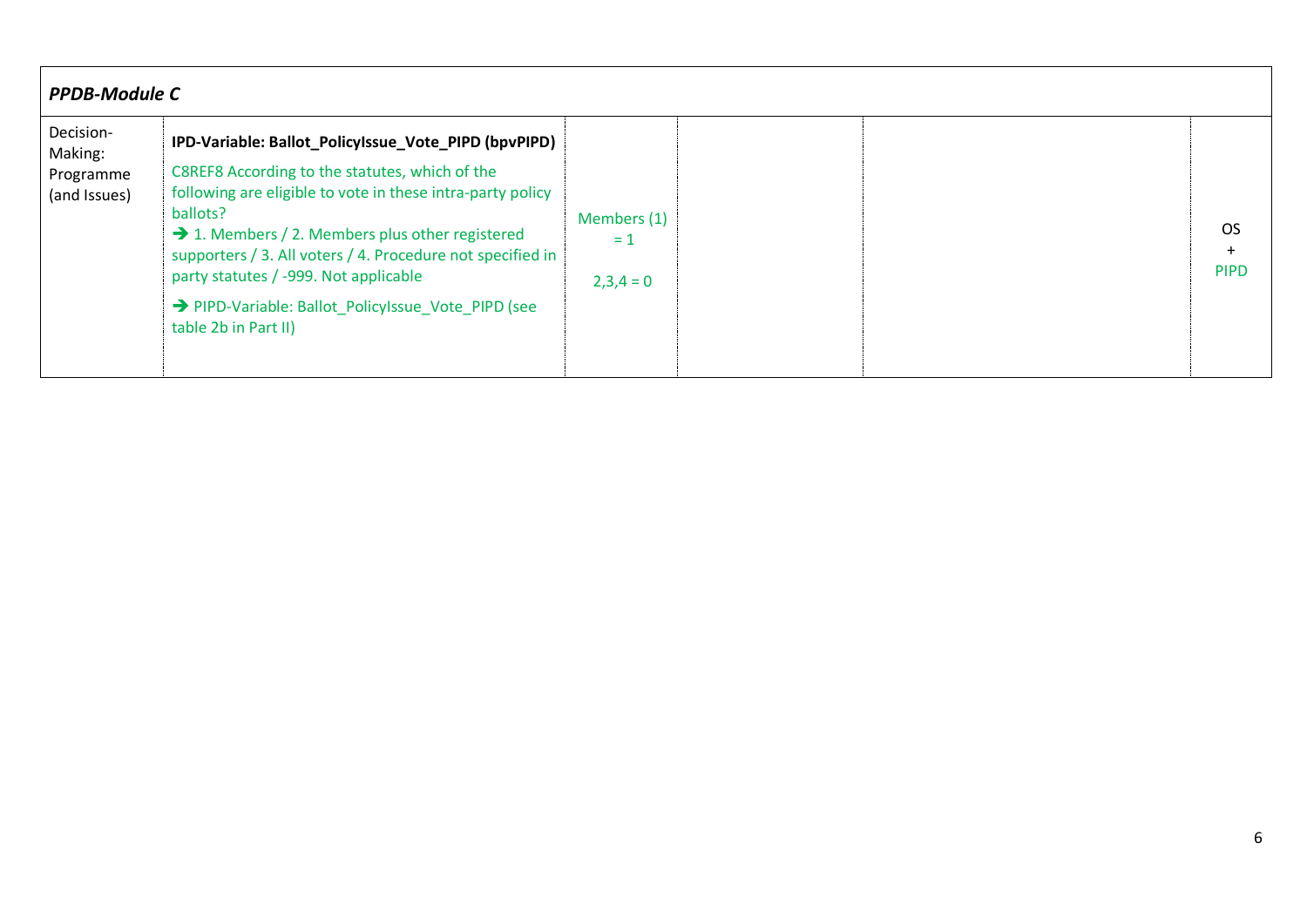| PPDB-Module C | | | | | |
|---|---|---|---|---|---|
| Decision-Making: Programme (and Issues) | **IPD-Variable: Ballot_PolicyIssue_Vote_PIPD (bpvPIPD)**<br><br>C8REF8 According to the statutes, which of the following are eligible to vote in these intra-party policy ballots?<br>➔ 1. Members / 2. Members plus other registered supporters / 3. All voters / 4. Procedure not specified in party statutes / -999. Not applicable<br><br>➔ PIPD-Variable: Ballot_PolicyIssue_Vote_PIPD (see table 2b in Part II) | Members (1) = 1<br><br>2,3,4 = 0 | | | OS + PIPD |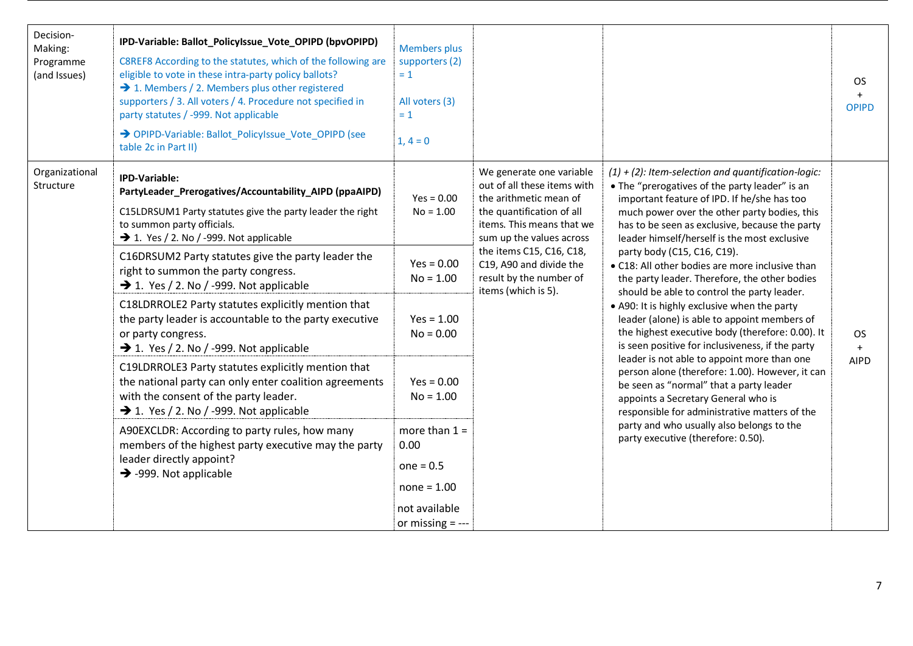| | | | | | |
|---|---|---|---|---|---|
| Decision-Making: Programme (and Issues) | **IPD-Variable: Ballot_PolicyIssue_Vote_OPIPD (bpvOPIPD)**<br>C8REF8 According to the statutes, which of the following are eligible to vote in these intra-party policy ballots?<br>➔ 1. Members / 2. Members plus other registered supporters / 3. All voters / 4. Procedure not specified in party statutes / -999. Not applicable<br>➔ OPIPD-Variable: Ballot_PolicyIssue_Vote_OPIPD (see table 2c in Part II) | Members plus supporters (2) = 1<br><br>All voters (3) = 1<br><br>1, 4 = 0 | | | OS + OPIPD |
| Organizational Structure | **IPD-Variable: PartyLeader_Prerogatives/Accountability_AIPD (ppaAIPD)**<br>C15LDRSUM1 Party statutes give the party leader the right to summon party officials.<br>➔ 1. Yes / 2. No / -999. Not applicable | Yes = 0.00<br>No = 1.00 | We generate one variable out of all these items with the arithmetic mean of the quantification of all items. This means that we sum up the values across the items C15, C16, C18, C19, A90 and divide the result by the number of items (which is 5). | *(1) + (2): Item-selection and quantification-logic:*<br>• The "prerogatives of the party leader" is an important feature of IPD. If he/she has too much power over the other party bodies, this has to be seen as exclusive, because the party leader himself/herself is the most exclusive party body (C15, C16, C19).<br>• C18: All other bodies are more inclusive than the party leader. Therefore, the other bodies should be able to control the party leader.<br>• A90: It is highly exclusive when the party leader (alone) is able to appoint members of the highest executive body (therefore: 0.00). It is seen positive for inclusiveness, if the party leader is not able to appoint more than one person alone (therefore: 1.00). However, it can be seen as "normal" that a party leader appoints a Secretary General who is responsible for administrative matters of the party and who usually also belongs to the party executive (therefore: 0.50). | OS + AIPD |
| | C16DRSUM2 Party statutes give the party leader the right to summon the party congress.<br>➔ 1. Yes / 2. No / -999. Not applicable | Yes = 0.00<br>No = 1.00 | | | |
| | C18LDRROLE2 Party statutes explicitly mention that the party leader is accountable to the party executive or party congress.<br>➔ 1. Yes / 2. No / -999. Not applicable | Yes = 1.00<br>No = 0.00 | | | |
| | C19LDRROLE3 Party statutes explicitly mention that the national party can only enter coalition agreements with the consent of the party leader.<br>➔ 1. Yes / 2. No / -999. Not applicable | Yes = 0.00<br>No = 1.00 | | | |
| | A90EXCLDR: According to party rules, how many members of the highest party executive may the party leader directly appoint?<br>➔ -999. Not applicable | more than 1 = 0.00<br><br>one = 0.5<br><br>none = 1.00<br><br>not available or missing = --- | | | |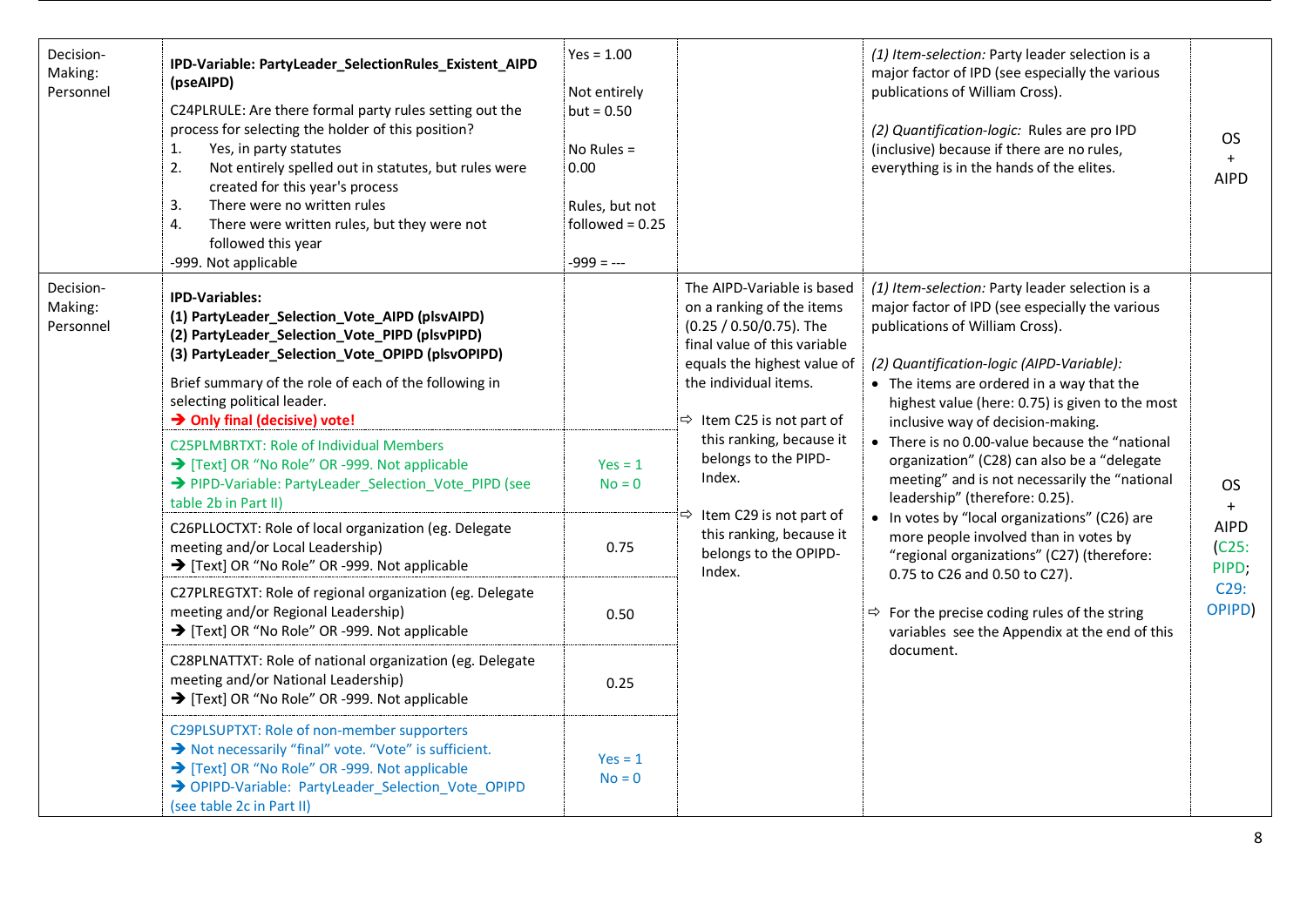| | | | | | |
|---|---|---|---|---|---|
| Decision-Making: Personnel | **IPD-Variable: PartyLeader_SelectionRules_Existent_AIPD (pseAIPD)**<br><br>C24PLRULE: Are there formal party rules setting out the process for selecting the holder of this position?<br>1. Yes, in party statutes<br>2. Not entirely spelled out in statutes, but rules were created for this year's process<br>3. There were no written rules<br>4. There were written rules, but they were not followed this year<br>-999. Not applicable | Yes = 1.00<br><br>Not entirely but = 0.50<br><br>No Rules = 0.00<br><br>Rules, but not followed = 0.25<br><br>-999 = --- | | *(1) Item-selection:* Party leader selection is a major factor of IPD (see especially the various publications of William Cross).<br><br>*(2) Quantification-logic:* Rules are pro IPD (inclusive) because if there are no rules, everything is in the hands of the elites. | OS + AIPD |
| Decision-Making: Personnel | **IPD-Variables:**<br>**(1) PartyLeader_Selection_Vote_AIPD (plsvAIPD)**<br>**(2) PartyLeader_Selection_Vote_PIPD (plsvPIPD)**<br>**(3) PartyLeader_Selection_Vote_OPIPD (plsvOPIPD)**<br><br>Brief summary of the role of each of the following in selecting political leader.<br>➔ **Only final (decisive) vote!** | | The AIPD-Variable is based on a ranking of the items (0.25 / 0.50/0.75). The final value of this variable equals the highest value of the individual items.<br><br>⇨ Item C25 is not part of this ranking, because it belongs to the PIPD-Index.<br><br>⇨ Item C29 is not part of this ranking, because it belongs to the OPIPD-Index. | *(1) Item-selection:* Party leader selection is a major factor of IPD (see especially the various publications of William Cross).<br><br>*(2) Quantification-logic (AIPD-Variable):*<br>• The items are ordered in a way that the highest value (here: 0.75) is given to the most inclusive way of decision-making.<br>• There is no 0.00-value because the "national organization" (C28) can also be a "delegate meeting" and is not necessarily the "national leadership" (therefore: 0.25).<br>• In votes by "local organizations" (C26) are more people involved than in votes by "regional organizations" (C27) (therefore: 0.75 to C26 and 0.50 to C27).<br><br>⇨ For the precise coding rules of the string variables see the Appendix at the end of this document. | OS + AIPD (C25: PIPD; C29: OPIPD) |
| | C25PLMBRTXT: Role of Individual Members<br>➔ [Text] OR "No Role" OR -999. Not applicable<br>➔ PIPD-Variable: PartyLeader_Selection_Vote_PIPD (see table 2b in Part II) | Yes = 1<br>No = 0 | | | |
| | C26PLLOCTXT: Role of local organization (eg. Delegate meeting and/or Local Leadership)<br>➔ [Text] OR "No Role" OR -999. Not applicable | 0.75 | | | |
| | C27PLREGTXT: Role of regional organization (eg. Delegate meeting and/or Regional Leadership)<br>➔ [Text] OR "No Role" OR -999. Not applicable | 0.50 | | | |
| | C28PLNATTXT: Role of national organization (eg. Delegate meeting and/or National Leadership)<br>➔ [Text] OR "No Role" OR -999. Not applicable | 0.25 | | | |
| | C29PLSUPTXT: Role of non-member supporters<br>➔ Not necessarily "final" vote. "Vote" is sufficient.<br>➔ [Text] OR "No Role" OR -999. Not applicable<br>➔ OPIPD-Variable: PartyLeader_Selection_Vote_OPIPD (see table 2c in Part II) | Yes = 1<br>No = 0 | | | |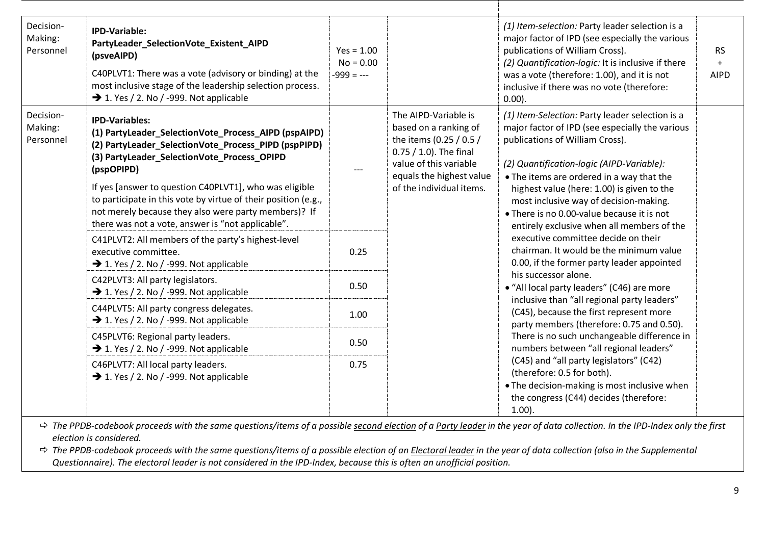| | | | | | |
|---|---|---|---|---|---|
| Decision-Making: Personnel | **IPD-Variable: PartyLeader_SelectionVote_Existent_AIPD (psveAIPD)**<br>C40PLVT1: There was a vote (advisory or binding) at the most inclusive stage of the leadership selection process.<br>➔ 1. Yes / 2. No / -999. Not applicable | Yes = 1.00<br>No = 0.00<br>-999 = --- | | *(1) Item-selection:* Party leader selection is a major factor of IPD (see especially the various publications of William Cross).<br>*(2) Quantification-logic:* It is inclusive if there was a vote (therefore: 1.00), and it is not inclusive if there was no vote (therefore: 0.00). | RS + AIPD |
| Decision-Making: Personnel | **IPD-Variables:**<br>**(1) PartyLeader_SelectionVote_Process_AIPD (pspAIPD)**<br>**(2) PartyLeader_SelectionVote_Process_PIPD (pspPIPD)**<br>**(3) PartyLeader_SelectionVote_Process_OPIPD (pspOPIPD)**<br>If yes [answer to question C40PLVT1], who was eligible to participate in this vote by virtue of their position (e.g., not merely because they also were party members)? If there was not a vote, answer is "not applicable". | --- | The AIPD-Variable is based on a ranking of the items (0.25 / 0.5 / 0.75 / 1.0). The final value of this variable equals the highest value of the individual items. | *(1) Item-Selection:* Party leader selection is a major factor of IPD (see especially the various publications of William Cross).<br><br>*(2) Quantification-logic (AIPD-Variable):*<br>• The items are ordered in a way that the highest value (here: 1.00) is given to the most inclusive way of decision-making.<br>• There is no 0.00-value because it is not entirely exclusive when all members of the executive committee decide on their chairman. It would be the minimum value 0.00, if the former party leader appointed his successor alone.<br>• "All local party leaders" (C46) are more inclusive than "all regional party leaders" (C45), because the first represent more party members (therefore: 0.75 and 0.50). There is no such unchangeable difference in numbers between "all regional leaders" (C45) and "all party legislators" (C42) (therefore: 0.5 for both).<br>• The decision-making is most inclusive when the congress (C44) decides (therefore: 1.00). | |
| | C41PLVT2: All members of the party's highest-level executive committee.<br>➔ 1. Yes / 2. No / -999. Not applicable | 0.25 | | | |
| | C42PLVT3: All party legislators.<br>➔ 1. Yes / 2. No / -999. Not applicable | 0.50 | | | |
| | C44PLVT5: All party congress delegates.<br>➔ 1. Yes / 2. No / -999. Not applicable | 1.00 | | | |
| | C45PLVT6: Regional party leaders.<br>➔ 1. Yes / 2. No / -999. Not applicable | 0.50 | | | |
| | C46PLVT7: All local party leaders.<br>➔ 1. Yes / 2. No / -999. Not applicable | 0.75 | | | |

⇨ *The PPDB-codebook proceeds with the same questions/items of a possible second election of a Party leader in the year of data collection. In the IPD-Index only the first election is considered.*

⇨ *The PPDB-codebook proceeds with the same questions/items of a possible election of an Electoral leader in the year of data collection (also in the Supplemental Questionnaire). The electoral leader is not considered in the IPD-Index, because this is often an unofficial position.*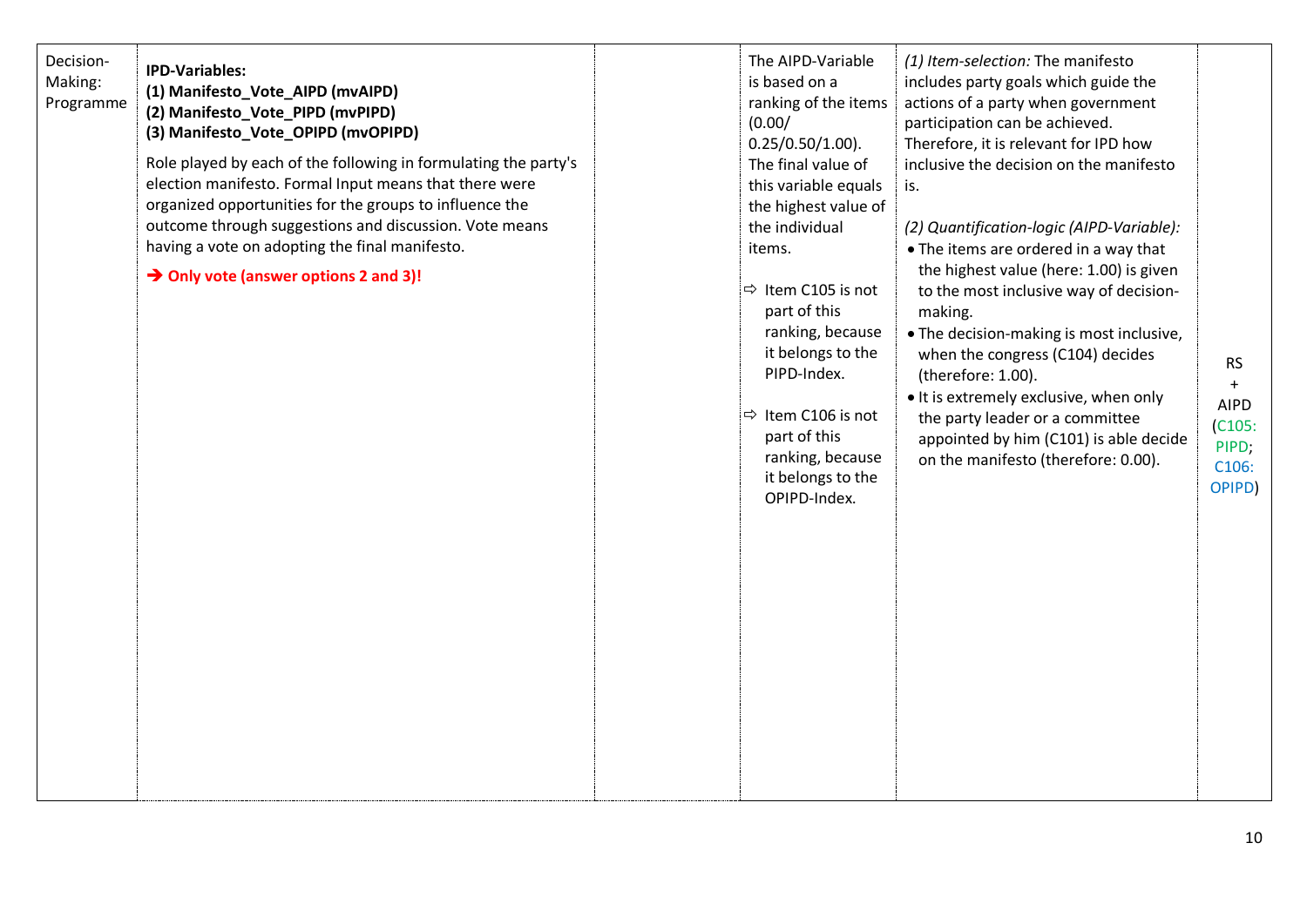| | | | | | |
|---|---|---|---|---|---|
| Decision-Making: Programme | **IPD-Variables:**<br>**(1) Manifesto_Vote_AIPD (mvAIPD)**<br>**(2) Manifesto_Vote_PIPD (mvPIPD)**<br>**(3) Manifesto_Vote_OPIPD (mvOPIPD)**<br><br>Role played by each of the following in formulating the party's election manifesto. Formal Input means that there were organized opportunities for the groups to influence the outcome through suggestions and discussion. Vote means having a vote on adopting the final manifesto.<br><br>**➔ Only vote (answer options 2 and 3)!** | | The AIPD-Variable is based on a ranking of the items (0.00/ 0.25/0.50/1.00). The final value of this variable equals the highest value of the individual items.<br><br>⇨ Item C105 is not part of this ranking, because it belongs to the PIPD-Index.<br><br>⇨ Item C106 is not part of this ranking, because it belongs to the OPIPD-Index. | *(1) Item-selection:* The manifesto includes party goals which guide the actions of a party when government participation can be achieved. Therefore, it is relevant for IPD how inclusive the decision on the manifesto is.<br><br>*(2) Quantification-logic (AIPD-Variable):*<br>• The items are ordered in a way that the highest value (here: 1.00) is given to the most inclusive way of decision-making.<br>• The decision-making is most inclusive, when the congress (C104) decides (therefore: 1.00).<br>• It is extremely exclusive, when only the party leader or a committee appointed by him (C101) is able decide on the manifesto (therefore: 0.00). | RS + AIPD (C105: PIPD; C106: OPIPD) |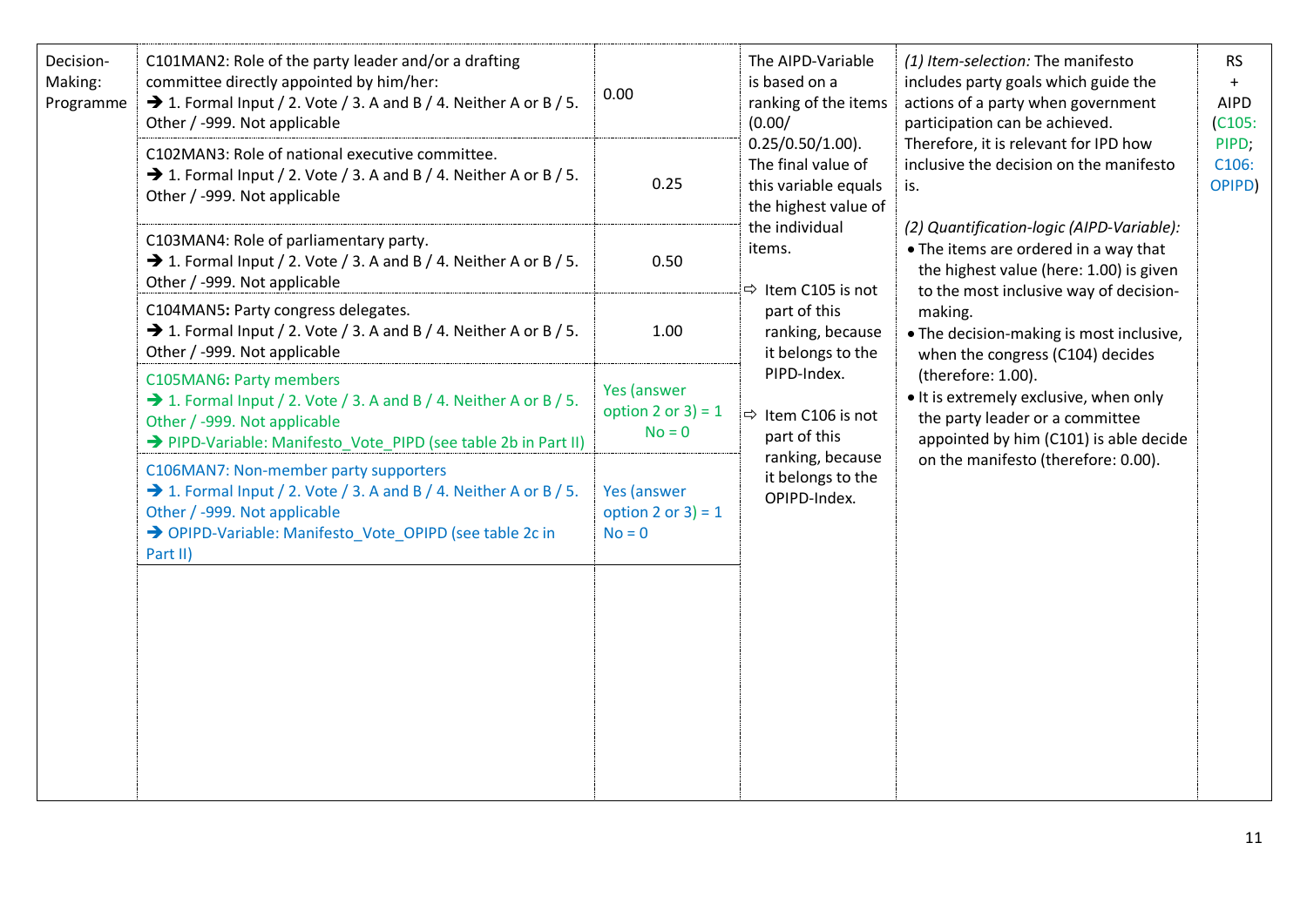| | | | | | |
|---|---|---|---|---|---|
| Decision-Making: Programme | C101MAN2: Role of the party leader and/or a drafting committee directly appointed by him/her:<br>➔ 1. Formal Input / 2. Vote / 3. A and B / 4. Neither A or B / 5. Other / -999. Not applicable | 0.00 | The AIPD-Variable is based on a ranking of the items (0.00/ 0.25/0.50/1.00). The final value of this variable equals the highest value of the individual items.<br><br>⇨ Item C105 is not part of this ranking, because it belongs to the PIPD-Index.<br><br>⇨ Item C106 is not part of this ranking, because it belongs to the OPIPD-Index. | *(1) Item-selection:* The manifesto includes party goals which guide the actions of a party when government participation can be achieved. Therefore, it is relevant for IPD how inclusive the decision on the manifesto is.<br><br>*(2) Quantification-logic (AIPD-Variable):*<br>• The items are ordered in a way that the highest value (here: 1.00) is given to the most inclusive way of decision-making.<br>• The decision-making is most inclusive, when the congress (C104) decides (therefore: 1.00).<br>• It is extremely exclusive, when only the party leader or a committee appointed by him (C101) is able decide on the manifesto (therefore: 0.00). | RS + AIPD (C105: PIPD; C106: OPIPD) |
| | C102MAN3: Role of national executive committee.<br>➔ 1. Formal Input / 2. Vote / 3. A and B / 4. Neither A or B / 5. Other / -999. Not applicable | 0.25 | | | |
| | C103MAN4: Role of parliamentary party.<br>➔ 1. Formal Input / 2. Vote / 3. A and B / 4. Neither A or B / 5. Other / -999. Not applicable | 0.50 | | | |
| | C104MAN5: Party congress delegates.<br>➔ 1. Formal Input / 2. Vote / 3. A and B / 4. Neither A or B / 5. Other / -999. Not applicable | 1.00 | | | |
| | C105MAN6: Party members<br>➔ 1. Formal Input / 2. Vote / 3. A and B / 4. Neither A or B / 5. Other / -999. Not applicable<br>➔ PIPD-Variable: Manifesto_Vote_PIPD (see table 2b in Part II) | Yes (answer option 2 or 3) = 1<br>No = 0 | | | |
| | C106MAN7: Non-member party supporters<br>➔ 1. Formal Input / 2. Vote / 3. A and B / 4. Neither A or B / 5. Other / -999. Not applicable<br>➔ OPIPD-Variable: Manifesto_Vote_OPIPD (see table 2c in Part II) | Yes (answer option 2 or 3) = 1<br>No = 0 | | | |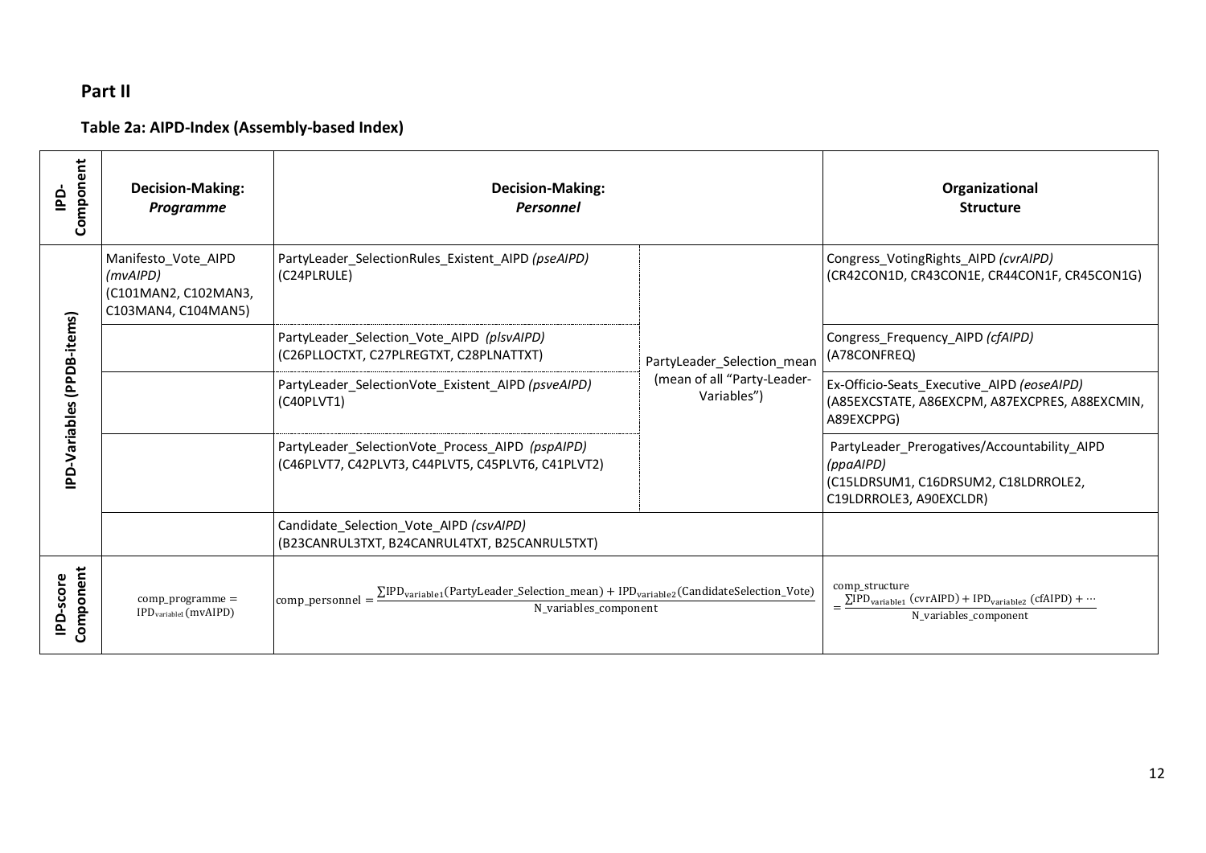## Part II

### Table 2a: AIPD-Index (Assembly-based Index)

| IPD-Component | Decision-Making: *Programme* | Decision-Making: *Personnel* | | Organizational Structure |
|---|---|---|---|---|
| IPD-Variables (PPDB-items) | Manifesto_Vote_AIPD *(mvAIPD)* (C101MAN2, C102MAN3, C103MAN4, C104MAN5) | PartyLeader_SelectionRules_Existent_AIPD *(pseAIPD)* (C24PLRULE) | PartyLeader_Selection_mean (mean of all "Party-Leader-Variables") | Congress_VotingRights_AIPD *(cvrAIPD)* (CR42CON1D, CR43CON1E, CR44CON1F, CR45CON1G) |
| | | PartyLeader_Selection_Vote_AIPD *(plsvAIPD)* (C26PLLOCTXT, C27PLREGTXT, C28PLNATTXT) | | Congress_Frequency_AIPD *(cfAIPD)* (A78CONFREQ) |
| | | PartyLeader_SelectionVote_Existent_AIPD *(psveAIPD)* (C40PLVT1) | | Ex-Officio-Seats_Executive_AIPD *(eoseAIPD)* (A85EXCSTATE, A86EXCPM, A87EXCPRES, A88EXCMIN, A89EXCPPG) |
| | | PartyLeader_SelectionVote_Process_AIPD *(pspAIPD)* (C46PLVT7, C42PLVT3, C44PLVT5, C45PLVT6, C41PLVT2) | | PartyLeader_Prerogatives/Accountability_AIPD *(ppaAIPD)* (C15LDRSUM1, C16DRSUM2, C18LDRROLE2, C19LDRROLE3, A90EXCLDR) |
| | | Candidate_Selection_Vote_AIPD *(csvAIPD)* (B23CANRUL3TXT, B24CANRUL4TXT, B25CANRUL5TXT) | | |
| IPD-score Component | $\text{comp\_programme} = \text{IPD}_{\text{variable1}}(\text{mvAIPD})$ | $\text{comp\_personnel} = \frac{\sum \text{IPD}_{\text{variable1}}(\text{PartyLeader\_Selection\_mean}) + \text{IPD}_{\text{variable2}}(\text{CandidateSelection\_Vote})}{\text{N\_variables\_component}}$ | | $\text{comp\_structure} = \frac{\sum \text{IPD}_{\text{variable1}}(\text{cvrAIPD}) + \text{IPD}_{\text{variable2}}(\text{cfAIPD}) + \cdots}{\text{N\_variables\_component}}$ |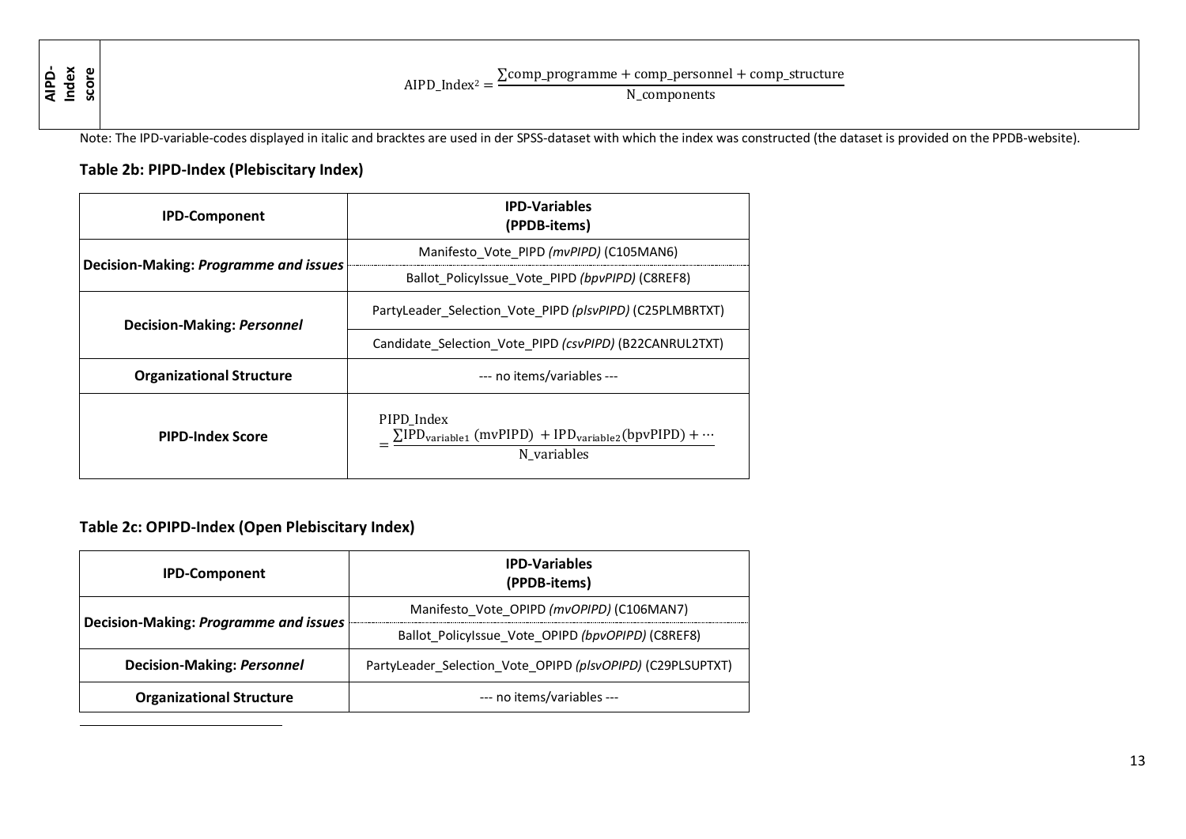| AIPD-Index score | $$\text{AIPD\_Index}^2 = \frac{\sum \text{comp\_programme} + \text{comp\_personnel} + \text{comp\_structure}}{\text{N\_components}}$$ |
|---|---|

Note: The IPD-variable-codes displayed in italic and bracktes are used in der SPSS-dataset with which the index was constructed (the dataset is provided on the PPDB-website).

**Table 2b: PIPD-Index (Plebiscitary Index)**

| IPD-Component | IPD-Variables (PPDB-items) |
|---|---|
| **Decision-Making: *Programme and issues*** | Manifesto_Vote_PIPD *(mvPIPD)* (C105MAN6) |
| | Ballot_PolicyIssue_Vote_PIPD *(bpvPIPD)* (C8REF8) |
| **Decision-Making: *Personnel*** | PartyLeader_Selection_Vote_PIPD *(plsvPIPD)* (C25PLMBRTXT) |
| | Candidate_Selection_Vote_PIPD *(csvPIPD)* (B22CANRUL2TXT) |
| **Organizational Structure** | --- no items/variables --- |
| **PIPD-Index Score** | $\text{PIPD\_Index} = \frac{\sum \text{IPD}_{\text{variable1}}\ (\text{mvPIPD})\ + \text{IPD}_{\text{variable2}}(\text{bpvPIPD}) + \cdots}{\text{N\_variables}}$ |

**Table 2c: OPIPD-Index (Open Plebiscitary Index)**

| IPD-Component | IPD-Variables (PPDB-items) |
|---|---|
| **Decision-Making: *Programme and issues*** | Manifesto_Vote_OPIPD *(mvOPIPD)* (C106MAN7) |
| | Ballot_PolicyIssue_Vote_OPIPD *(bpvOPIPD)* (C8REF8) |
| **Decision-Making: *Personnel*** | PartyLeader_Selection_Vote_OPIPD *(plsvOPIPD)* (C29PLSUPTXT) |
| **Organizational Structure** | --- no items/variables --- |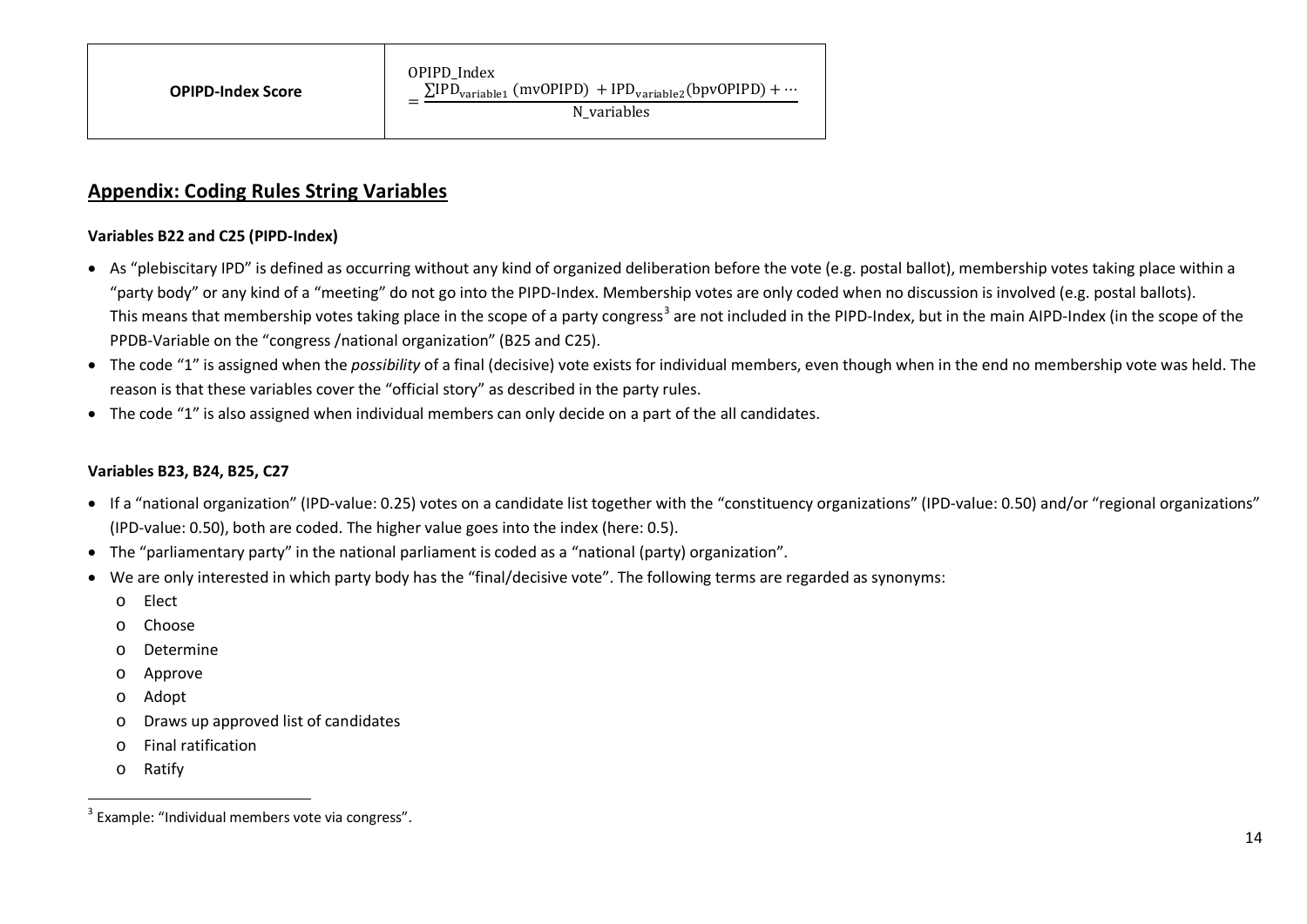| **OPIPD-Index Score** | $OPIPD\_Index = \frac{\sum IPD_{variable1}\,(mvOPIPD) + IPD_{variable2}(bpvOPIPD) + \cdots}{N\_variables}$ |
|---|---|

## Appendix: Coding Rules String Variables

**Variables B22 and C25 (PIPD-Index)**

- As "plebiscitary IPD" is defined as occurring without any kind of organized deliberation before the vote (e.g. postal ballot), membership votes taking place within a "party body" or any kind of a "meeting" do not go into the PIPD-Index. Membership votes are only coded when no discussion is involved (e.g. postal ballots). This means that membership votes taking place in the scope of a party congress[3] are not included in the PIPD-Index, but in the main AIPD-Index (in the scope of the PPDB-Variable on the "congress /national organization" (B25 and C25).
- The code "1" is assigned when the *possibility* of a final (decisive) vote exists for individual members, even though when in the end no membership vote was held. The reason is that these variables cover the "official story" as described in the party rules.
- The code "1" is also assigned when individual members can only decide on a part of the all candidates.

**Variables B23, B24, B25, C27**

- If a "national organization" (IPD-value: 0.25) votes on a candidate list together with the "constituency organizations" (IPD-value: 0.50) and/or "regional organizations" (IPD-value: 0.50), both are coded. The higher value goes into the index (here: 0.5).
- The "parliamentary party" in the national parliament is coded as a "national (party) organization".
- We are only interested in which party body has the "final/decisive vote". The following terms are regarded as synonyms:
  - Elect
  - Choose
  - Determine
  - Approve
  - Adopt
  - Draws up approved list of candidates
  - Final ratification
  - Ratify

[3] Example: "Individual members vote via congress".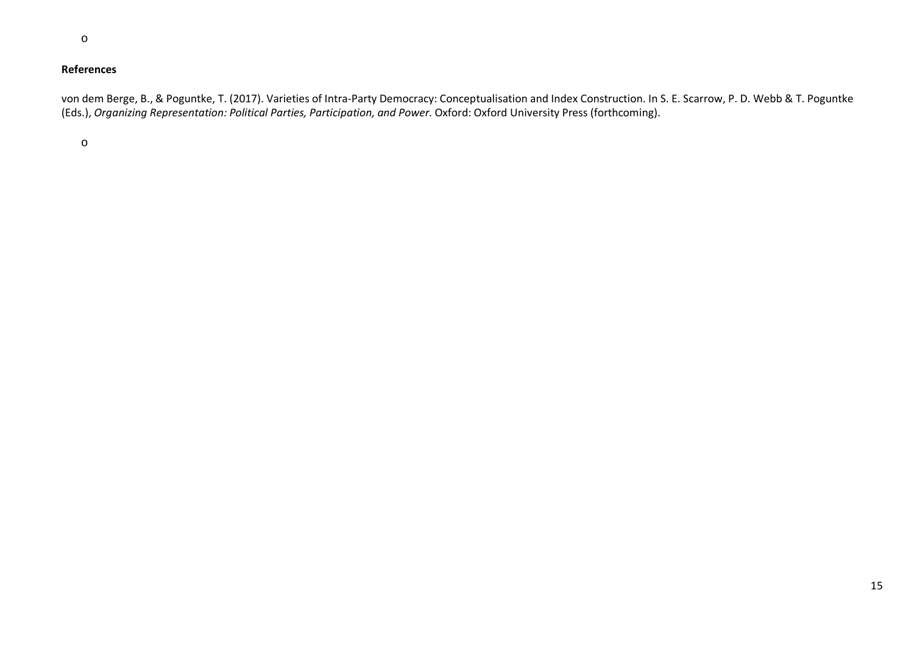o

**References**

von dem Berge, B., & Poguntke, T. (2017). Varieties of Intra-Party Democracy: Conceptualisation and Index Construction. In S. E. Scarrow, P. D. Webb & T. Poguntke (Eds.), *Organizing Representation: Political Parties, Participation, and Power*. Oxford: Oxford University Press (forthcoming).

o